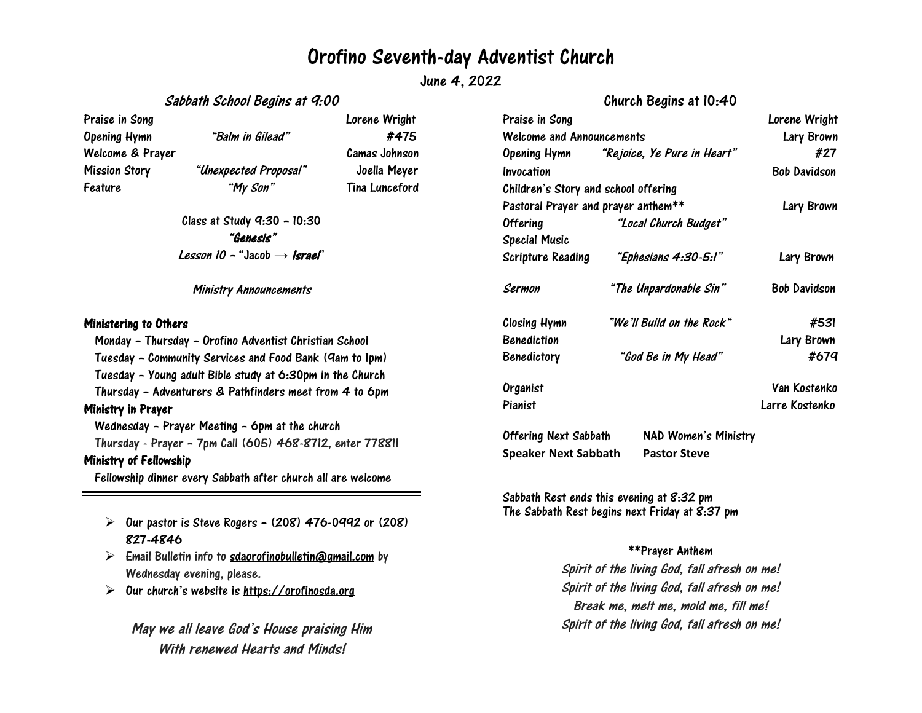# Orofino Seventh-day Adventist Church

June 4, 2022

## *Sabbath School Begins at 9:00*

| | | |
|---|---|---|
| Praise in Song | | Lorene Wright |
| Opening Hymn | *"Balm in Gilead"* | #475 |
| Welcome & Prayer | | Camas Johnson |
| Mission Story | *"Unexpected Proposal"* | Joella Meyer |
| Feature | *"My Son"* | Tina Lunceford |

Class at Study 9:30 – 10:30

***"Genesis"***

*Lesson 10 – "Jacob → **Israel**"*

*Ministry Announcements*

**Ministering to Others**

- Monday – Thursday – Orofino Adventist Christian School
- Tuesday – Community Services and Food Bank (9am to 1pm)
- Tuesday – Young adult Bible study at 6:30pm in the Church
- Thursday – Adventurers & Pathfinders meet from 4 to 6pm

**Ministry in Prayer**

- Wednesday – Prayer Meeting – 6pm at the church
- Thursday - Prayer – 7pm Call (605) 468-8712, enter 778811

**Ministry of Fellowship**

- Fellowship dinner every Sabbath after church all are welcome

---

- Our pastor is Steve Rogers – (208) 476-0992 or (208) 827-4846
- Email Bulletin info to sdaorofinobulletin@gmail.com by Wednesday evening, please.
- Our church's website is https://orofinosda.org

*May we all leave God's House praising Him With renewed Hearts and Minds!*

## Church Begins at 10:40

| | | |
|---|---|---|
| Praise in Song | | Lorene Wright |
| Welcome and Announcements | | Lary Brown |
| Opening Hymn | *"Rejoice, Ye Pure in Heart"* | #27 |
| Invocation | | Bob Davidson |
| Children's Story and school offering | | |
| Pastoral Prayer and prayer anthem** | | Lary Brown |
| Offering | *"Local Church Budget"* | |
| Special Music | | |
| Scripture Reading | *"Ephesians 4:30-5:1"* | Lary Brown |
| *Sermon* | *"The Unpardonable Sin"* | Bob Davidson |
| Closing Hymn | *"We'll Build on the Rock"* | #531 |
| Benediction | | Lary Brown |
| Benedictory | *"God Be in My Head"* | #679 |
| Organist | | Van Kostenko |
| Pianist | | Larre Kostenko |

Offering Next Sabbath — NAD Women's Ministry

**Speaker Next Sabbath — Pastor Steve**

Sabbath Rest ends this evening at 8:32 pm
The Sabbath Rest begins next Friday at 8:37 pm

**Prayer Anthem

*Spirit of the living God, fall afresh on me!*
*Spirit of the living God, fall afresh on me!*
*Break me, melt me, mold me, fill me!*
*Spirit of the living God, fall afresh on me!*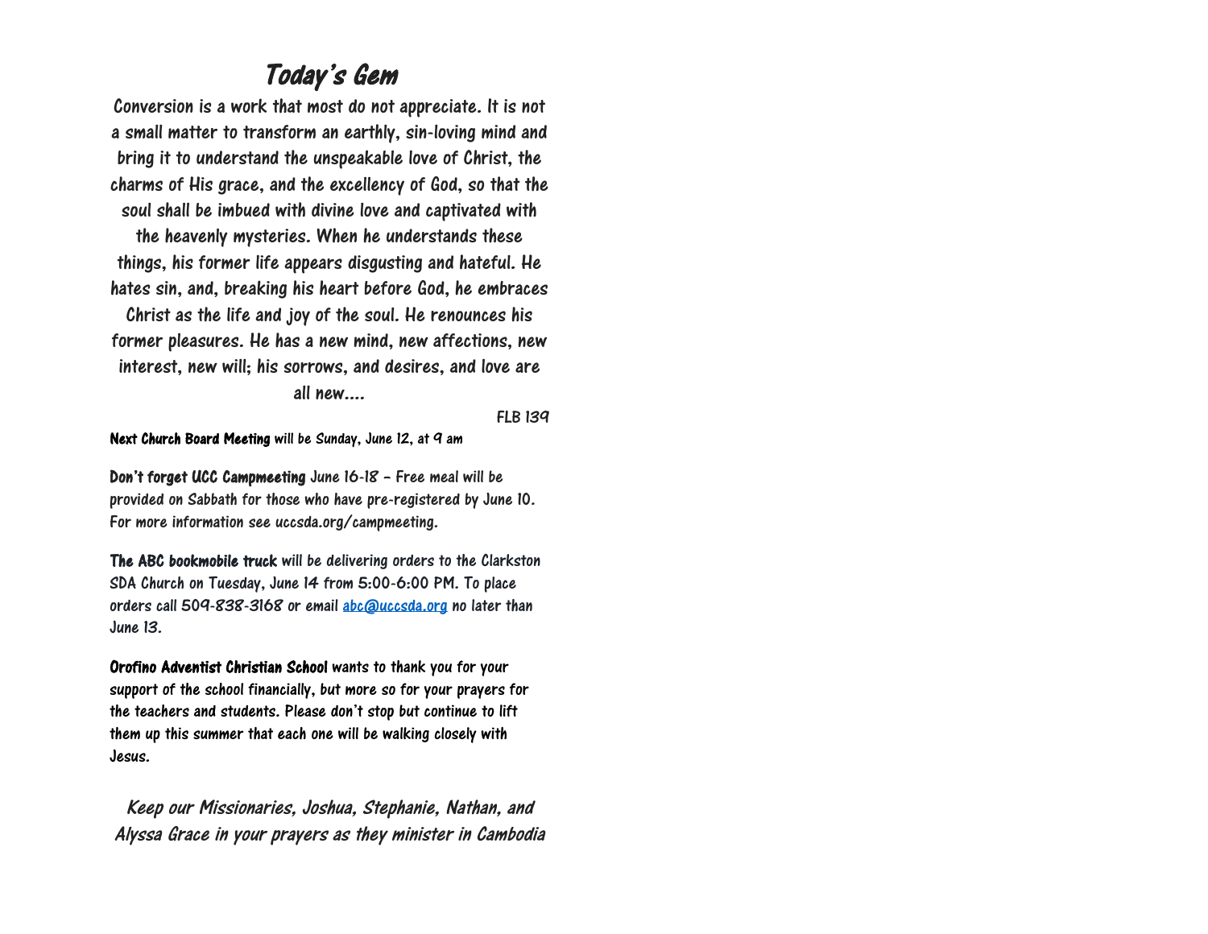# Today's Gem

Conversion is a work that most do not appreciate. It is not a small matter to transform an earthly, sin-loving mind and bring it to understand the unspeakable love of Christ, the charms of His grace, and the excellency of God, so that the soul shall be imbued with divine love and captivated with the heavenly mysteries. When he understands these things, his former life appears disgusting and hateful. He hates sin, and, breaking his heart before God, he embraces Christ as the life and joy of the soul. He renounces his former pleasures. He has a new mind, new affections, new interest, new will; his sorrows, and desires, and love are all new....

FLB 139

**Next Church Board Meeting** will be Sunday, June 12, at 9 am

**Don't forget UCC Campmeeting** June 16-18 – Free meal will be provided on Sabbath for those who have pre-registered by June 10. For more information see uccsda.org/campmeeting.

**The ABC bookmobile truck** will be delivering orders to the Clarkston SDA Church on Tuesday, June 14 from 5:00-6:00 PM. To place orders call 509-838-3168 or email abc@uccsda.org no later than June 13.

**Orofino Adventist Christian School** wants to thank you for your support of the school financially, but more so for your prayers for the teachers and students. Please don't stop but continue to lift them up this summer that each one will be walking closely with Jesus.

*Keep our Missionaries, Joshua, Stephanie, Nathan, and Alyssa Grace in your prayers as they minister in Cambodia*